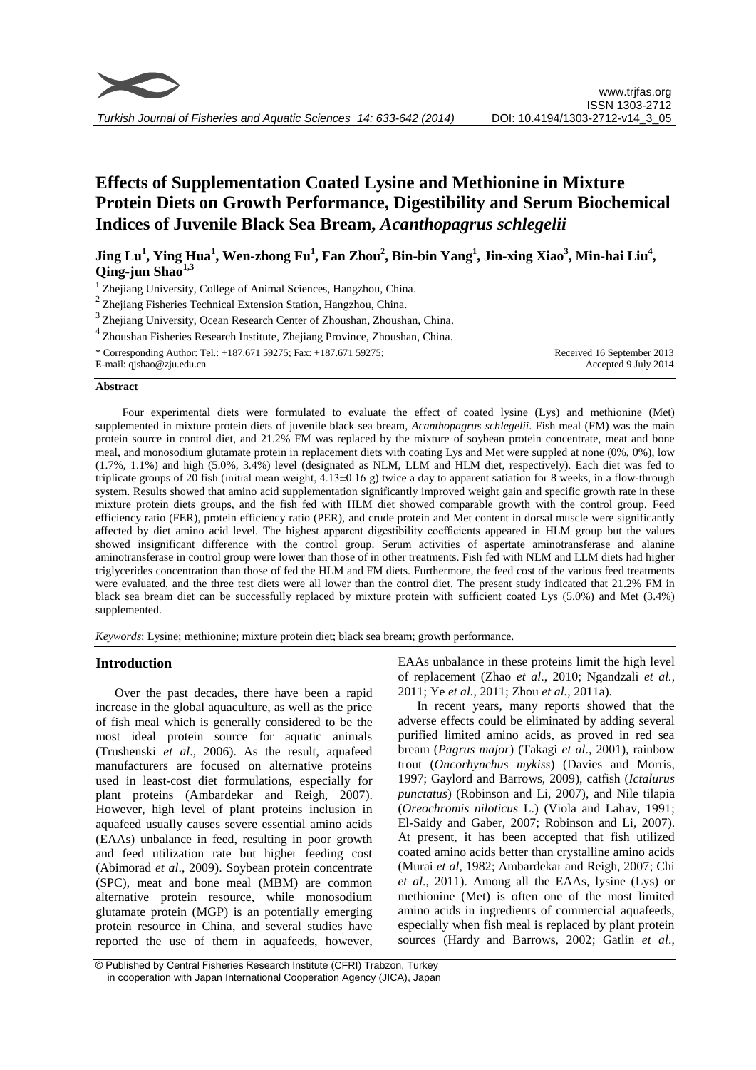# Effects of Supplementation Coated Lysine and Methionine in Mixture Protein Diets on Growth Performance, Digestibility and Serum Biochemical Indices of Juvenile Black Sea Bream, *Acanthopagrus schlegelii*

**Jing Lu[1], Ying Hua[1], Wen-zhong Fu[1], Fan Zhou[2], Bin-bin Yang[1], Jin-xing Xiao[3], Min-hai Liu[4], Qing-jun Shao[1,3]**

[1] Zhejiang University, College of Animal Sciences, Hangzhou, China.

[2] Zhejiang Fisheries Technical Extension Station, Hangzhou, China.

[3] Zhejiang University, Ocean Research Center of Zhoushan, Zhoushan, China.

[4] Zhoushan Fisheries Research Institute, Zhejiang Province, Zhoushan, China.

\* Corresponding Author: Tel.: +187.671 59275; Fax: +187.671 59275;
E-mail: qjshao@zju.edu.cn

Received 16 September 2013
Accepted 9 July 2014

## Abstract

Four experimental diets were formulated to evaluate the effect of coated lysine (Lys) and methionine (Met) supplemented in mixture protein diets of juvenile black sea bream, *Acanthopagrus schlegelii*. Fish meal (FM) was the main protein source in control diet, and 21.2% FM was replaced by the mixture of soybean protein concentrate, meat and bone meal, and monosodium glutamate protein in replacement diets with coating Lys and Met were suppled at none (0%, 0%), low (1.7%, 1.1%) and high (5.0%, 3.4%) level (designated as NLM, LLM and HLM diet, respectively). Each diet was fed to triplicate groups of 20 fish (initial mean weight, 4.13±0.16 g) twice a day to apparent satiation for 8 weeks, in a flow-through system. Results showed that amino acid supplementation significantly improved weight gain and specific growth rate in these mixture protein diets groups, and the fish fed with HLM diet showed comparable growth with the control group. Feed efficiency ratio (FER), protein efficiency ratio (PER), and crude protein and Met content in dorsal muscle were significantly affected by diet amino acid level. The highest apparent digestibility coefficients appeared in HLM group but the values showed insignificant difference with the control group. Serum activities of aspertate aminotransferase and alanine aminotransferase in control group were lower than those of in other treatments. Fish fed with NLM and LLM diets had higher triglycerides concentration than those of fed the HLM and FM diets. Furthermore, the feed cost of the various feed treatments were evaluated, and the three test diets were all lower than the control diet. The present study indicated that 21.2% FM in black sea bream diet can be successfully replaced by mixture protein with sufficient coated Lys (5.0%) and Met (3.4%) supplemented.

*Keywords*: Lysine; methionine; mixture protein diet; black sea bream; growth performance.

## Introduction

Over the past decades, there have been a rapid increase in the global aquaculture, as well as the price of fish meal which is generally considered to be the most ideal protein source for aquatic animals (Trushenski *et al*., 2006). As the result, aquafeed manufacturers are focused on alternative proteins used in least-cost diet formulations, especially for plant proteins (Ambardekar and Reigh, 2007). However, high level of plant proteins inclusion in aquafeed usually causes severe essential amino acids (EAAs) unbalance in feed, resulting in poor growth and feed utilization rate but higher feeding cost (Abimorad *et al*., 2009). Soybean protein concentrate (SPC), meat and bone meal (MBM) are common alternative protein resource, while monosodium glutamate protein (MGP) is an potentially emerging protein resource in China, and several studies have reported the use of them in aquafeeds, however, EAAs unbalance in these proteins limit the high level of replacement (Zhao *et al*., 2010; Ngandzali *et al.*, 2011; Ye *et al.*, 2011; Zhou *et al.*, 2011a).

In recent years, many reports showed that the adverse effects could be eliminated by adding several purified limited amino acids, as proved in red sea bream (*Pagrus major*) (Takagi *et al*., 2001), rainbow trout (*Oncorhynchus mykiss*) (Davies and Morris, 1997; Gaylord and Barrows, 2009), catfish (*Ictalurus punctatus*) (Robinson and Li, 2007), and Nile tilapia (*Oreochromis niloticus* L.) (Viola and Lahav, 1991; El-Saidy and Gaber, 2007; Robinson and Li, 2007). At present, it has been accepted that fish utilized coated amino acids better than crystalline amino acids (Murai *et al*, 1982; Ambardekar and Reigh, 2007; Chi *et al*., 2011). Among all the EAAs, lysine (Lys) or methionine (Met) is often one of the most limited amino acids in ingredients of commercial aquafeeds, especially when fish meal is replaced by plant protein sources (Hardy and Barrows, 2002; Gatlin *et al*.,

© Published by Central Fisheries Research Institute (CFRI) Trabzon, Turkey in cooperation with Japan International Cooperation Agency (JICA), Japan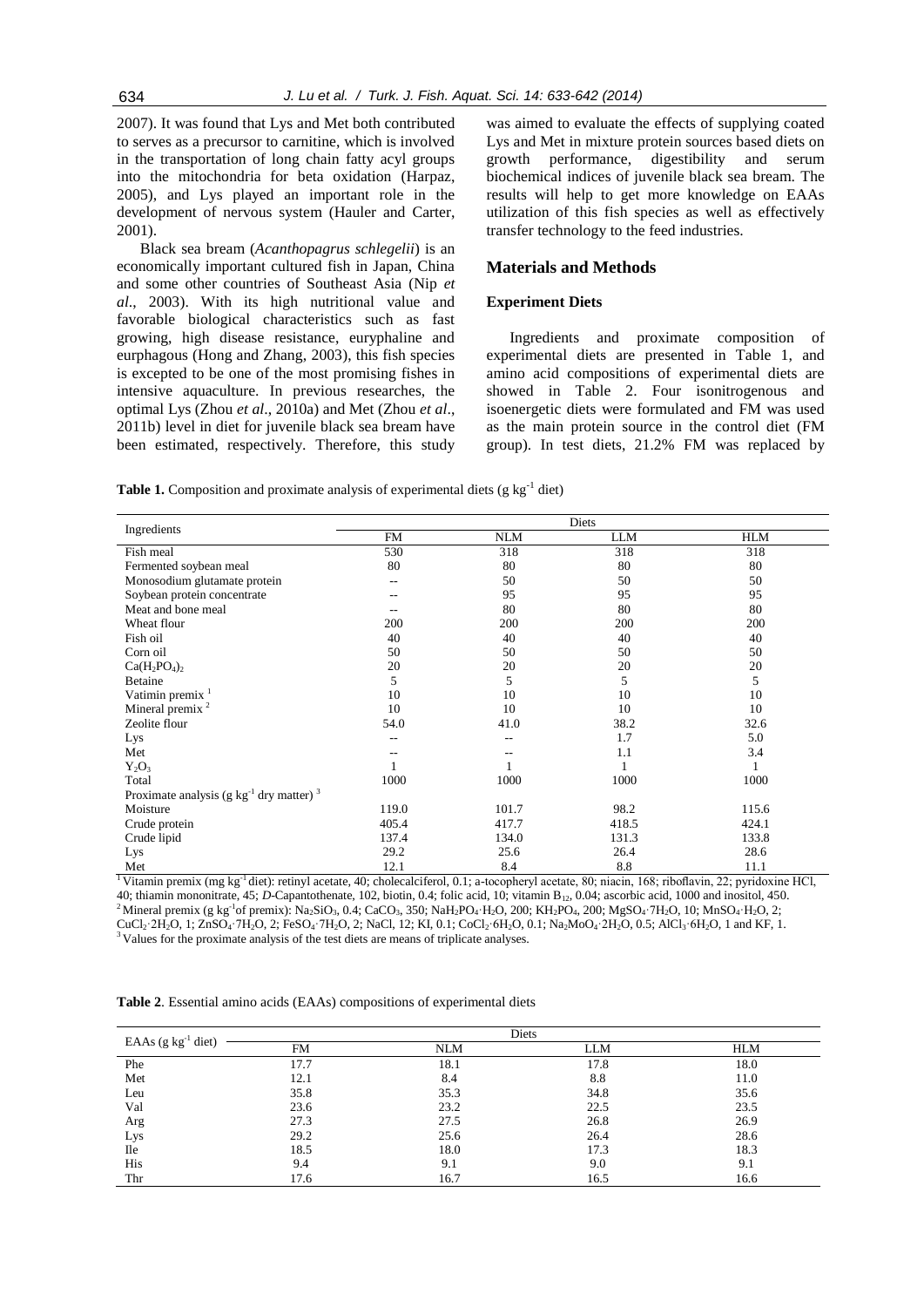2007). It was found that Lys and Met both contributed to serves as a precursor to carnitine, which is involved in the transportation of long chain fatty acyl groups into the mitochondria for beta oxidation (Harpaz, 2005), and Lys played an important role in the development of nervous system (Hauler and Carter, 2001).

Black sea bream (*Acanthopagrus schlegelii*) is an economically important cultured fish in Japan, China and some other countries of Southeast Asia (Nip *et al*., 2003). With its high nutritional value and favorable biological characteristics such as fast growing, high disease resistance, euryphaline and eurphagous (Hong and Zhang, 2003), this fish species is excepted to be one of the most promising fishes in intensive aquaculture. In previous researches, the optimal Lys (Zhou *et al*., 2010a) and Met (Zhou *et al*., 2011b) level in diet for juvenile black sea bream have been estimated, respectively. Therefore, this study was aimed to evaluate the effects of supplying coated Lys and Met in mixture protein sources based diets on growth performance, digestibility and serum biochemical indices of juvenile black sea bream. The results will help to get more knowledge on EAAs utilization of this fish species as well as effectively transfer technology to the feed industries.

## Materials and Methods

### Experiment Diets

Ingredients and proximate composition of experimental diets are presented in Table 1, and amino acid compositions of experimental diets are showed in Table 2. Four isonitrogenous and isoenergetic diets were formulated and FM was used as the main protein source in the control diet (FM group). In test diets, 21.2% FM was replaced by

**Table 1.** Composition and proximate analysis of experimental diets (g $kg^{-1}$ diet)

| Ingredients | Diets | | | |
|---|---|---|---|---|
| | FM | NLM | LLM | HLM |
| Fish meal | 530 | 318 | 318 | 318 |
| Fermented soybean meal | 80 | 80 | 80 | 80 |
| Monosodium glutamate protein | -- | 50 | 50 | 50 |
| Soybean protein concentrate | -- | 95 | 95 | 95 |
| Meat and bone meal | -- | 80 | 80 | 80 |
| Wheat flour | 200 | 200 | 200 | 200 |
| Fish oil | 40 | 40 | 40 | 40 |
| Corn oil | 50 | 50 | 50 | 50 |
| $Ca(H_2PO_4)_2$ | 20 | 20 | 20 | 20 |
| Betaine | 5 | 5 | 5 | 5 |
| Vatimin premix [1] | 10 | 10 | 10 | 10 |
| Mineral premix [2] | 10 | 10 | 10 | 10 |
| Zeolite flour | 54.0 | 41.0 | 38.2 | 32.6 |
| Lys | -- | -- | 1.7 | 5.0 |
| Met | -- | -- | 1.1 | 3.4 |
| $Y_2O_3$ | 1 | 1 | 1 | 1 |
| Total | 1000 | 1000 | 1000 | 1000 |
| Proximate analysis (g $kg^{-1}$ dry matter) [3] | | | | |
| Moisture | 119.0 | 101.7 | 98.2 | 115.6 |
| Crude protein | 405.4 | 417.7 | 418.5 | 424.1 |
| Crude lipid | 137.4 | 134.0 | 131.3 | 133.8 |
| Lys | 29.2 | 25.6 | 26.4 | 28.6 |
| Met | 12.1 | 8.4 | 8.8 | 11.1 |

[1] Vitamin premix (mg $kg^{-1}$ diet): retinyl acetate, 40; cholecalciferol, 0.1; a-tocopheryl acetate, 80; niacin, 168; riboflavin, 22; pyridoxine HCl, 40; thiamin mononitrate, 45; *D*-Capantothenate, 102, biotin, 0.4; folic acid, 10; vitamin $B_{12}$, 0.04; ascorbic acid, 1000 and inositol, 450.
[2] Mineral premix (g $kg^{-1}$of premix): $Na_2SiO_3$, 0.4; $CaCO_3$, 350; $NaH_2PO_4 \cdot H_2O$, 200; $KH_2PO_4$, 200; $MgSO_4 \cdot 7H_2O$, 10; $MnSO_4 \cdot H_2O$, 2; $CuCl_2 \cdot 2H_2O$, 1; $ZnSO_4 \cdot 7H_2O$, 2; $FeSO_4 \cdot 7H_2O$, 2; NaCl, 12; KI, 0.1; $CoCl_2 \cdot 6H_2O$, 0.1; $Na_2MoO_4 \cdot 2H_2O$, 0.5; $AlCl_3 \cdot 6H_2O$, 1 and KF, 1.
[3] Values for the proximate analysis of the test diets are means of triplicate analyses.

**Table 2**. Essential amino acids (EAAs) compositions of experimental diets

| EAAs (g $kg^{-1}$ diet) | Diets | | | |
|---|---|---|---|---|
| | FM | NLM | LLM | HLM |
| Phe | 17.7 | 18.1 | 17.8 | 18.0 |
| Met | 12.1 | 8.4 | 8.8 | 11.0 |
| Leu | 35.8 | 35.3 | 34.8 | 35.6 |
| Val | 23.6 | 23.2 | 22.5 | 23.5 |
| Arg | 27.3 | 27.5 | 26.8 | 26.9 |
| Lys | 29.2 | 25.6 | 26.4 | 28.6 |
| Ile | 18.5 | 18.0 | 17.3 | 18.3 |
| His | 9.4 | 9.1 | 9.0 | 9.1 |
| Thr | 17.6 | 16.7 | 16.5 | 16.6 |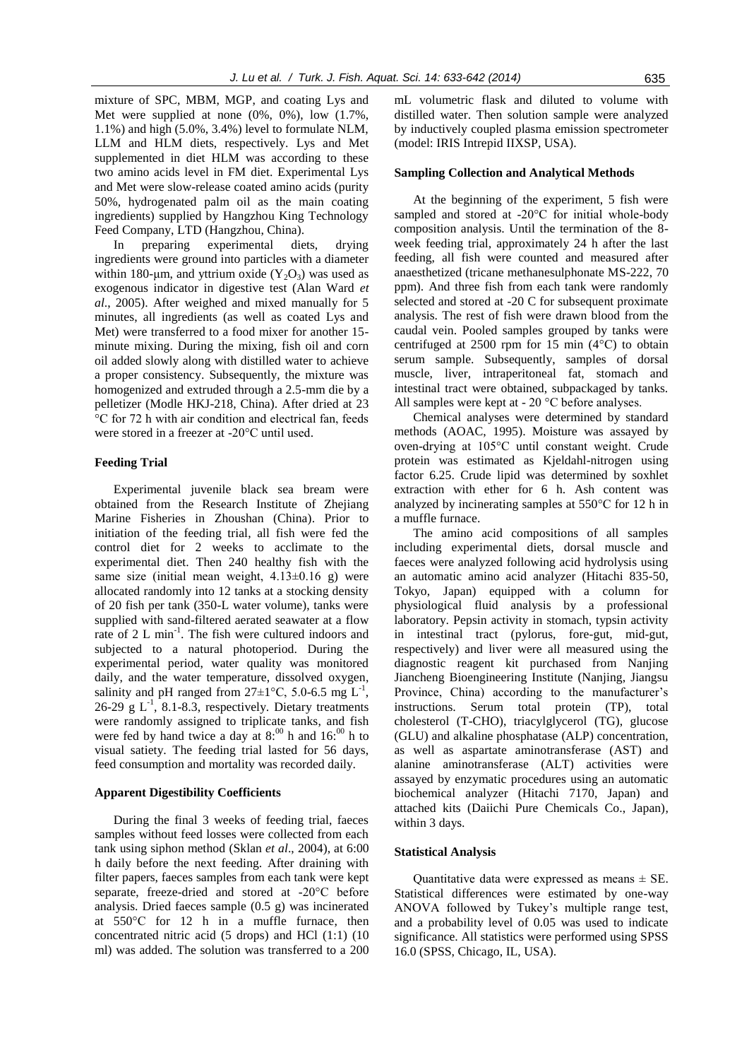mixture of SPC, MBM, MGP, and coating Lys and Met were supplied at none (0%, 0%), low (1.7%, 1.1%) and high (5.0%, 3.4%) level to formulate NLM, LLM and HLM diets, respectively. Lys and Met supplemented in diet HLM was according to these two amino acids level in FM diet. Experimental Lys and Met were slow-release coated amino acids (purity 50%, hydrogenated palm oil as the main coating ingredients) supplied by Hangzhou King Technology Feed Company, LTD (Hangzhou, China).

In preparing experimental diets, drying ingredients were ground into particles with a diameter within 180-μm, and yttrium oxide ($Y_2O_3$) was used as exogenous indicator in digestive test (Alan Ward *et al*., 2005). After weighed and mixed manually for 5 minutes, all ingredients (as well as coated Lys and Met) were transferred to a food mixer for another 15-minute mixing. During the mixing, fish oil and corn oil added slowly along with distilled water to achieve a proper consistency. Subsequently, the mixture was homogenized and extruded through a 2.5-mm die by a pelletizer (Modle HKJ-218, China). After dried at 23 °C for 72 h with air condition and electrical fan, feeds were stored in a freezer at -20°C until used.

### Feeding Trial

Experimental juvenile black sea bream were obtained from the Research Institute of Zhejiang Marine Fisheries in Zhoushan (China). Prior to initiation of the feeding trial, all fish were fed the control diet for 2 weeks to acclimate to the experimental diet. Then 240 healthy fish with the same size (initial mean weight, 4.13±0.16 g) were allocated randomly into 12 tanks at a stocking density of 20 fish per tank (350-L water volume), tanks were supplied with sand-filtered aerated seawater at a flow rate of 2 L $min^{-1}$. The fish were cultured indoors and subjected to a natural photoperiod. During the experimental period, water quality was monitored daily, and the water temperature, dissolved oxygen, salinity and pH ranged from 27±1°C, 5.0-6.5 mg $L^{-1}$, 26-29 g $L^{-1}$, 8.1-8.3, respectively. Dietary treatments were randomly assigned to triplicate tanks, and fish were fed by hand twice a day at $8:^{00}$ h and $16:^{00}$ h to visual satiety. The feeding trial lasted for 56 days, feed consumption and mortality was recorded daily.

### Apparent Digestibility Coefficients

During the final 3 weeks of feeding trial, faeces samples without feed losses were collected from each tank using siphon method (Sklan *et al*., 2004), at 6:00 h daily before the next feeding. After draining with filter papers, faeces samples from each tank were kept separate, freeze-dried and stored at -20°C before analysis. Dried faeces sample (0.5 g) was incinerated at 550°C for 12 h in a muffle furnace, then concentrated nitric acid (5 drops) and HCl (1:1) (10 ml) was added. The solution was transferred to a 200 mL volumetric flask and diluted to volume with distilled water. Then solution sample were analyzed by inductively coupled plasma emission spectrometer (model: IRIS Intrepid IIXSP, USA).

### Sampling Collection and Analytical Methods

At the beginning of the experiment, 5 fish were sampled and stored at -20°C for initial whole-body composition analysis. Until the termination of the 8-week feeding trial, approximately 24 h after the last feeding, all fish were counted and measured after anaesthetized (tricane methanesulphonate MS-222, 70 ppm). And three fish from each tank were randomly selected and stored at -20 C for subsequent proximate analysis. The rest of fish were drawn blood from the caudal vein. Pooled samples grouped by tanks were centrifuged at 2500 rpm for 15 min (4°C) to obtain serum sample. Subsequently, samples of dorsal muscle, liver, intraperitoneal fat, stomach and intestinal tract were obtained, subpackaged by tanks. All samples were kept at - 20 °C before analyses.

Chemical analyses were determined by standard methods (AOAC, 1995). Moisture was assayed by oven-drying at 105°C until constant weight. Crude protein was estimated as Kjeldahl-nitrogen using factor 6.25. Crude lipid was determined by soxhlet extraction with ether for 6 h. Ash content was analyzed by incinerating samples at 550°C for 12 h in a muffle furnace.

The amino acid compositions of all samples including experimental diets, dorsal muscle and faeces were analyzed following acid hydrolysis using an automatic amino acid analyzer (Hitachi 835-50, Tokyo, Japan) equipped with a column for physiological fluid analysis by a professional laboratory. Pepsin activity in stomach, typsin activity in intestinal tract (pylorus, fore-gut, mid-gut, respectively) and liver were all measured using the diagnostic reagent kit purchased from Nanjing Jiancheng Bioengineering Institute (Nanjing, Jiangsu Province, China) according to the manufacturer's instructions. Serum total protein (TP), total cholesterol (T-CHO), triacylglycerol (TG), glucose (GLU) and alkaline phosphatase (ALP) concentration, as well as aspartate aminotransferase (AST) and alanine aminotransferase (ALT) activities were assayed by enzymatic procedures using an automatic biochemical analyzer (Hitachi 7170, Japan) and attached kits (Daiichi Pure Chemicals Co., Japan), within 3 days.

### Statistical Analysis

Quantitative data were expressed as means ± SE. Statistical differences were estimated by one-way ANOVA followed by Tukey's multiple range test, and a probability level of 0.05 was used to indicate significance. All statistics were performed using SPSS 16.0 (SPSS, Chicago, IL, USA).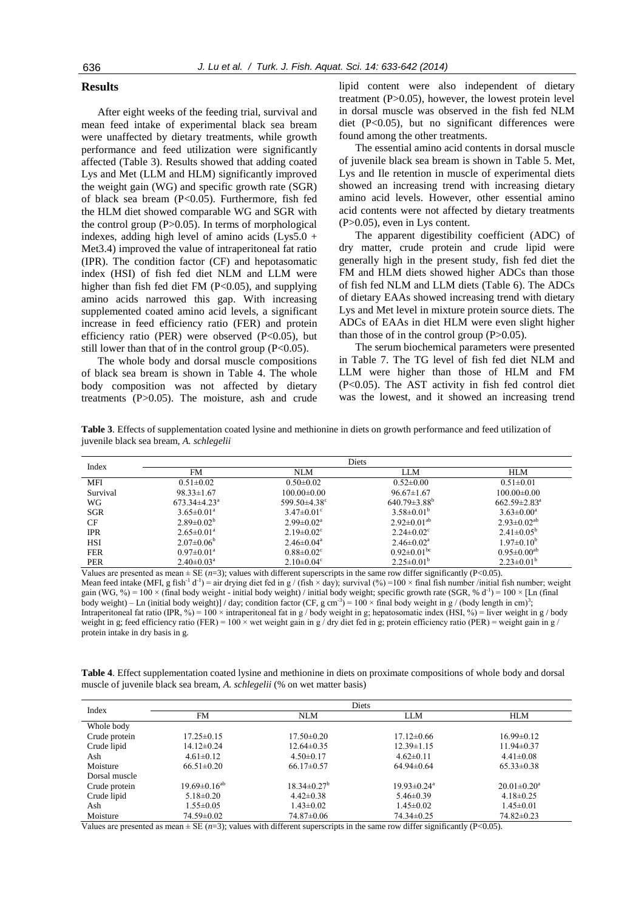## Results

After eight weeks of the feeding trial, survival and mean feed intake of experimental black sea bream were unaffected by dietary treatments, while growth performance and feed utilization were significantly affected (Table 3). Results showed that adding coated Lys and Met (LLM and HLM) significantly improved the weight gain (WG) and specific growth rate (SGR) of black sea bream ($P<0.05$). Furthermore, fish fed the HLM diet showed comparable WG and SGR with the control group ($P>0.05$). In terms of morphological indexes, adding high level of amino acids (Lys5.0 + Met3.4) improved the value of intraperitoneal fat ratio (IPR). The condition factor (CF) and hepatosomatic index (HSI) of fish fed diet NLM and LLM were higher than fish fed diet FM ($P<0.05$), and supplying amino acids narrowed this gap. With increasing supplemented coated amino acid levels, a significant increase in feed efficiency ratio (FER) and protein efficiency ratio (PER) were observed ($P<0.05$), but still lower than that of in the control group ($P<0.05$).

The whole body and dorsal muscle compositions of black sea bream is shown in Table 4. The whole body composition was not affected by dietary treatments ($P>0.05$). The moisture, ash and crude lipid content were also independent of dietary treatment ($P>0.05$), however, the lowest protein level in dorsal muscle was observed in the fish fed NLM diet ($P<0.05$), but no significant differences were found among the other treatments.

The essential amino acid contents in dorsal muscle of juvenile black sea bream is shown in Table 5. Met, Lys and Ile retention in muscle of experimental diets showed an increasing trend with increasing dietary amino acid levels. However, other essential amino acid contents were not affected by dietary treatments ($P>0.05$), even in Lys content.

The apparent digestibility coefficient (ADC) of dry matter, crude protein and crude lipid were generally high in the present study, fish fed diet the FM and HLM diets showed higher ADCs than those of fish fed NLM and LLM diets (Table 6). The ADCs of dietary EAAs showed increasing trend with dietary Lys and Met level in mixture protein source diets. The ADCs of EAAs in diet HLM were even slight higher than those of in the control group ($P>0.05$).

The serum biochemical parameters were presented in Table 7. The TG level of fish fed diet NLM and LLM were higher than those of HLM and FM ($P<0.05$). The AST activity in fish fed control diet was the lowest, and it showed an increasing trend

**Table 3**. Effects of supplementation coated lysine and methionine in diets on growth performance and feed utilization of juvenile black sea bream, *A. schlegelii*

| Index | Diets | | | |
|---|---|---|---|---|
| | FM | NLM | LLM | HLM |
| MFI | 0.51±0.02 | 0.50±0.02 | 0.52±0.00 | 0.51±0.01 |
| Survival | 98.33±1.67 | 100.00±0.00 | 96.67±1.67 | 100.00±0.00 |
| WG | 673.34±4.23[a] | 599.50±4.38[c] | 640.79±3.88[b] | 662.59±2.83[a] |
| SGR | 3.65±0.01[a] | 3.47±0.01[c] | 3.58±0.01[b] | 3.63±0.00[a] |
| CF | 2.89±0.02[b] | 2.99±0.02[a] | 2.92±0.01[ab] | 2.93±0.02[ab] |
| IPR | 2.65±0.01[a] | 2.19±0.02[c] | 2.24±0.02[c] | 2.41±0.05[b] |
| HSI | 2.07±0.06[b] | 2.46±0.04[a] | 2.46±0.02[a] | 1.97±0.10[b] |
| FER | 0.97±0.01[a] | 0.88±0.02[c] | 0.92±0.01[bc] | 0.95±0.00[ab] |
| PER | 2.40±0.03[a] | 2.10±0.04[c] | 2.25±0.01[b] | 2.23±0.01[b] |

Values are presented as mean ± SE ($n$=3); values with different superscripts in the same row differ significantly ($P<0.05$).
Mean feed intake (MFI, g fish$^{-1}$ d$^{-1}$) = air drying diet fed in g / (fish × day); survival (%) =100 × final fish number /initial fish number; weight gain (WG, %) = 100 × (final body weight - initial body weight) / initial body weight; specific growth rate (SGR, % d$^{-1}$) = 100 × [Ln (final body weight) – Ln (initial body weight)] / day; condition factor (CF, g cm$^{-3}$) = 100 × final body weight in g / (body length in cm)$^3$; Intraperitoneal fat ratio (IPR, %) = 100 × intraperitoneal fat in g / body weight in g; hepatosomatic index (HSI, %) = liver weight in g / body weight in g; feed efficiency ratio (FER) = 100 × wet weight gain in g / dry diet fed in g; protein efficiency ratio (PER) = weight gain in g / protein intake in dry basis in g.

**Table 4**. Effect supplementation coated lysine and methionine in diets on proximate compositions of whole body and dorsal muscle of juvenile black sea bream, *A. schlegelii* (% on wet matter basis)

| Index | Diets | | | |
|---|---|---|---|---|
| | FM | NLM | LLM | HLM |
| Whole body | | | | |
| Crude protein | 17.25±0.15 | 17.50±0.20 | 17.12±0.66 | 16.99±0.12 |
| Crude lipid | 14.12±0.24 | 12.64±0.35 | 12.39±1.15 | 11.94±0.37 |
| Ash | 4.61±0.12 | 4.50±0.17 | 4.62±0.11 | 4.41±0.08 |
| Moisture | 66.51±0.20 | 66.17±0.57 | 64.94±0.64 | 65.33±0.38 |
| Dorsal muscle | | | | |
| Crude protein | 19.69±0.16[ab] | 18.34±0.27[b] | 19.93±0.24[a] | 20.01±0.20[a] |
| Crude lipid | 5.18±0.20 | 4.42±0.38 | 5.46±0.39 | 4.18±0.25 |
| Ash | 1.55±0.05 | 1.43±0.02 | 1.45±0.02 | 1.45±0.01 |
| Moisture | 74.59±0.02 | 74.87±0.06 | 74.34±0.25 | 74.82±0.23 |

Values are presented as mean ± SE ($n$=3); values with different superscripts in the same row differ significantly ($P<0.05$).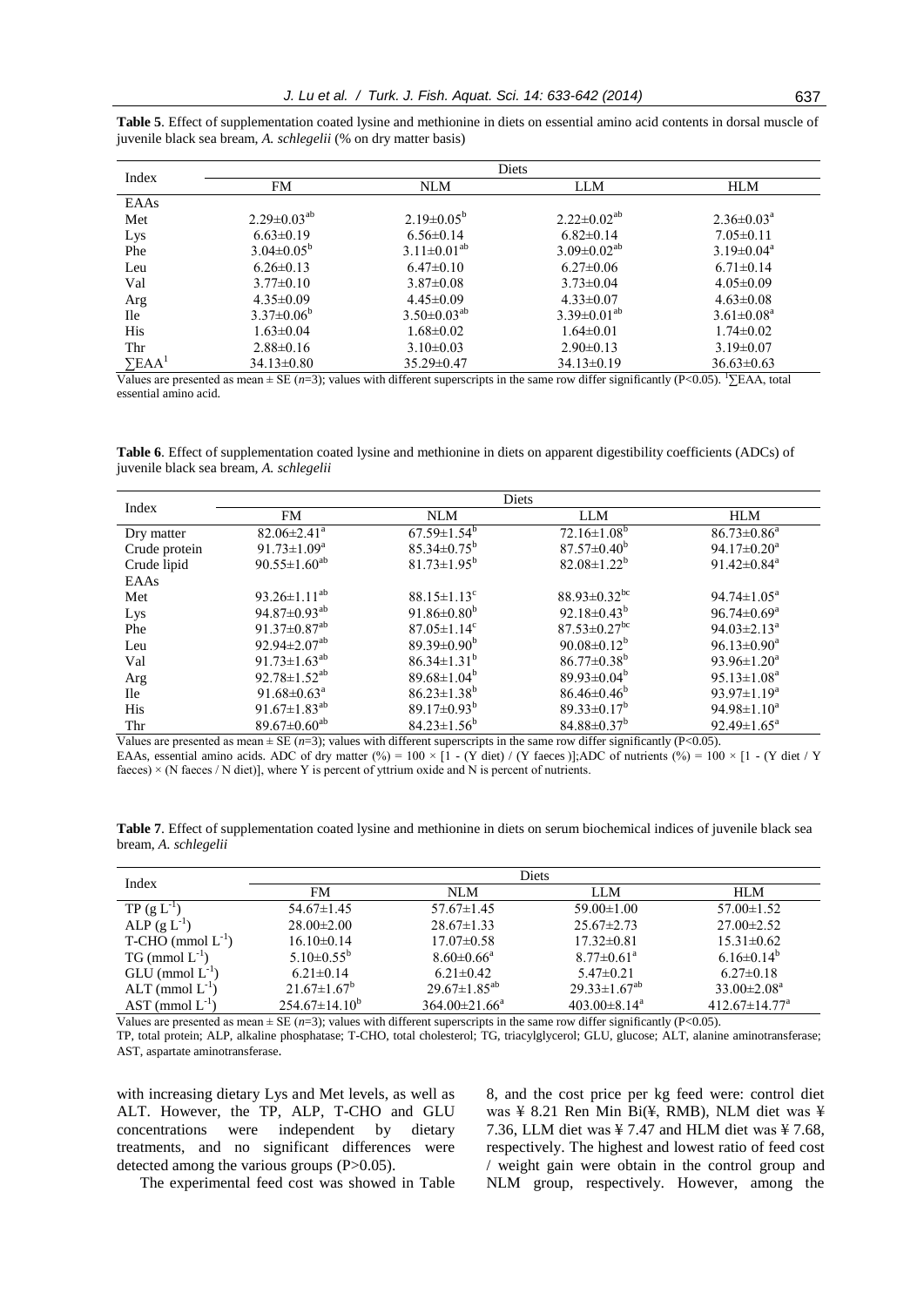**Table 5**. Effect of supplementation coated lysine and methionine in diets on essential amino acid contents in dorsal muscle of juvenile black sea bream, *A. schlegelii* (% on dry matter basis)

| Index | Diets | | | |
|---|---|---|---|---|
| | FM | NLM | LLM | HLM |
| EAAs | | | | |
| Met | $2.29{\pm}0.03^{ab}$ | $2.19{\pm}0.05^{b}$ | $2.22{\pm}0.02^{ab}$ | $2.36{\pm}0.03^{a}$ |
| Lys | 6.63±0.19 | 6.56±0.14 | 6.82±0.14 | 7.05±0.11 |
| Phe | $3.04{\pm}0.05^{b}$ | $3.11{\pm}0.01^{ab}$ | $3.09{\pm}0.02^{ab}$ | $3.19{\pm}0.04^{a}$ |
| Leu | 6.26±0.13 | 6.47±0.10 | 6.27±0.06 | 6.71±0.14 |
| Val | 3.77±0.10 | 3.87±0.08 | 3.73±0.04 | 4.05±0.09 |
| Arg | 4.35±0.09 | 4.45±0.09 | 4.33±0.07 | 4.63±0.08 |
| Ile | $3.37{\pm}0.06^{b}$ | $3.50{\pm}0.03^{ab}$ | $3.39{\pm}0.01^{ab}$ | $3.61{\pm}0.08^{a}$ |
| His | 1.63±0.04 | 1.68±0.02 | 1.64±0.01 | 1.74±0.02 |
| Thr | 2.88±0.16 | 3.10±0.03 | 2.90±0.13 | 3.19±0.07 |
| ∑EAA[1] | 34.13±0.80 | 35.29±0.47 | 34.13±0.19 | 36.63±0.63 |

Values are presented as mean ± SE ($n$=3); values with different superscripts in the same row differ significantly ($P<0.05$). [1]∑EAA, total essential amino acid.

**Table 6**. Effect of supplementation coated lysine and methionine in diets on apparent digestibility coefficients (ADCs) of juvenile black sea bream, *A. schlegelii*

| Index | Diets | | | |
|---|---|---|---|---|
| | FM | NLM | LLM | HLM |
| Dry matter | $82.06{\pm}2.41^{a}$ | $67.59{\pm}1.54^{b}$ | $72.16{\pm}1.08^{b}$ | $86.73{\pm}0.86^{a}$ |
| Crude protein | $91.73{\pm}1.09^{a}$ | $85.34{\pm}0.75^{b}$ | $87.57{\pm}0.40^{b}$ | $94.17{\pm}0.20^{a}$ |
| Crude lipid | $90.55{\pm}1.60^{ab}$ | $81.73{\pm}1.95^{b}$ | $82.08{\pm}1.22^{b}$ | $91.42{\pm}0.84^{a}$ |
| EAAs | | | | |
| Met | $93.26{\pm}1.11^{ab}$ | $88.15{\pm}1.13^{c}$ | $88.93{\pm}0.32^{bc}$ | $94.74{\pm}1.05^{a}$ |
| Lys | $94.87{\pm}0.93^{ab}$ | $91.86{\pm}0.80^{b}$ | $92.18{\pm}0.43^{b}$ | $96.74{\pm}0.69^{a}$ |
| Phe | $91.37{\pm}0.87^{ab}$ | $87.05{\pm}1.14^{c}$ | $87.53{\pm}0.27^{bc}$ | $94.03{\pm}2.13^{a}$ |
| Leu | $92.94{\pm}2.07^{ab}$ | $89.39{\pm}0.90^{b}$ | $90.08{\pm}0.12^{b}$ | $96.13{\pm}0.90^{a}$ |
| Val | $91.73{\pm}1.63^{ab}$ | $86.34{\pm}1.31^{b}$ | $86.77{\pm}0.38^{b}$ | $93.96{\pm}1.20^{a}$ |
| Arg | $92.78{\pm}1.52^{ab}$ | $89.68{\pm}1.04^{b}$ | $89.93{\pm}0.04^{b}$ | $95.13{\pm}1.08^{a}$ |
| Ile | $91.68{\pm}0.63^{a}$ | $86.23{\pm}1.38^{b}$ | $86.46{\pm}0.46^{b}$ | $93.97{\pm}1.19^{a}$ |
| His | $91.67{\pm}1.83^{ab}$ | $89.17{\pm}0.93^{b}$ | $89.33{\pm}0.17^{b}$ | $94.98{\pm}1.10^{a}$ |
| Thr | $89.67{\pm}0.60^{ab}$ | $84.23{\pm}1.56^{b}$ | $84.88{\pm}0.37^{b}$ | $92.49{\pm}1.65^{a}$ |

Values are presented as mean ± SE ($n$=3); values with different superscripts in the same row differ significantly ($P<0.05$).
EAAs, essential amino acids. ADC of dry matter (%) = 100 × [1 - (Y diet) / (Y faeces)];ADC of nutrients (%) = 100 × [1 - (Y diet / Y faeces) × (N faeces / N diet)], where Y is percent of yttrium oxide and N is percent of nutrients.

**Table 7**. Effect of supplementation coated lysine and methionine in diets on serum biochemical indices of juvenile black sea bream, *A. schlegelii*

| Index | Diets | | | |
|---|---|---|---|---|
| | FM | NLM | LLM | HLM |
| TP ($g\ L^{-1}$) | 54.67±1.45 | 57.67±1.45 | 59.00±1.00 | 57.00±1.52 |
| ALP ($g\ L^{-1}$) | 28.00±2.00 | 28.67±1.33 | 25.67±2.73 | 27.00±2.52 |
| T-CHO ($mmol\ L^{-1}$) | 16.10±0.14 | 17.07±0.58 | 17.32±0.81 | 15.31±0.62 |
| TG ($mmol\ L^{-1}$) | $5.10{\pm}0.55^{b}$ | $8.60{\pm}0.66^{a}$ | $8.77{\pm}0.61^{a}$ | $6.16{\pm}0.14^{b}$ |
| GLU ($mmol\ L^{-1}$) | 6.21±0.14 | 6.21±0.42 | 5.47±0.21 | 6.27±0.18 |
| ALT ($mmol\ L^{-1}$) | $21.67{\pm}1.67^{b}$ | $29.67{\pm}1.85^{ab}$ | $29.33{\pm}1.67^{ab}$ | $33.00{\pm}2.08^{a}$ |
| AST ($mmol\ L^{-1}$) | $254.67{\pm}14.10^{b}$ | $364.00{\pm}21.66^{a}$ | $403.00{\pm}8.14^{a}$ | $412.67{\pm}14.77^{a}$ |

Values are presented as mean ± SE ($n$=3); values with different superscripts in the same row differ significantly ($P<0.05$).
TP, total protein; ALP, alkaline phosphatase; T-CHO, total cholesterol; TG, triacylglycerol; GLU, glucose; ALT, alanine aminotransferase; AST, aspartate aminotransferase.

with increasing dietary Lys and Met levels, as well as ALT. However, the TP, ALP, T-CHO and GLU concentrations were independent by dietary treatments, and no significant differences were detected among the various groups ($P>0.05$).

The experimental feed cost was showed in Table 8, and the cost price per kg feed were: control diet was ¥ 8.21 Ren Min Bi(¥, RMB), NLM diet was ¥ 7.36, LLM diet was ¥ 7.47 and HLM diet was ¥ 7.68, respectively. The highest and lowest ratio of feed cost / weight gain were obtain in the control group and NLM group, respectively. However, among the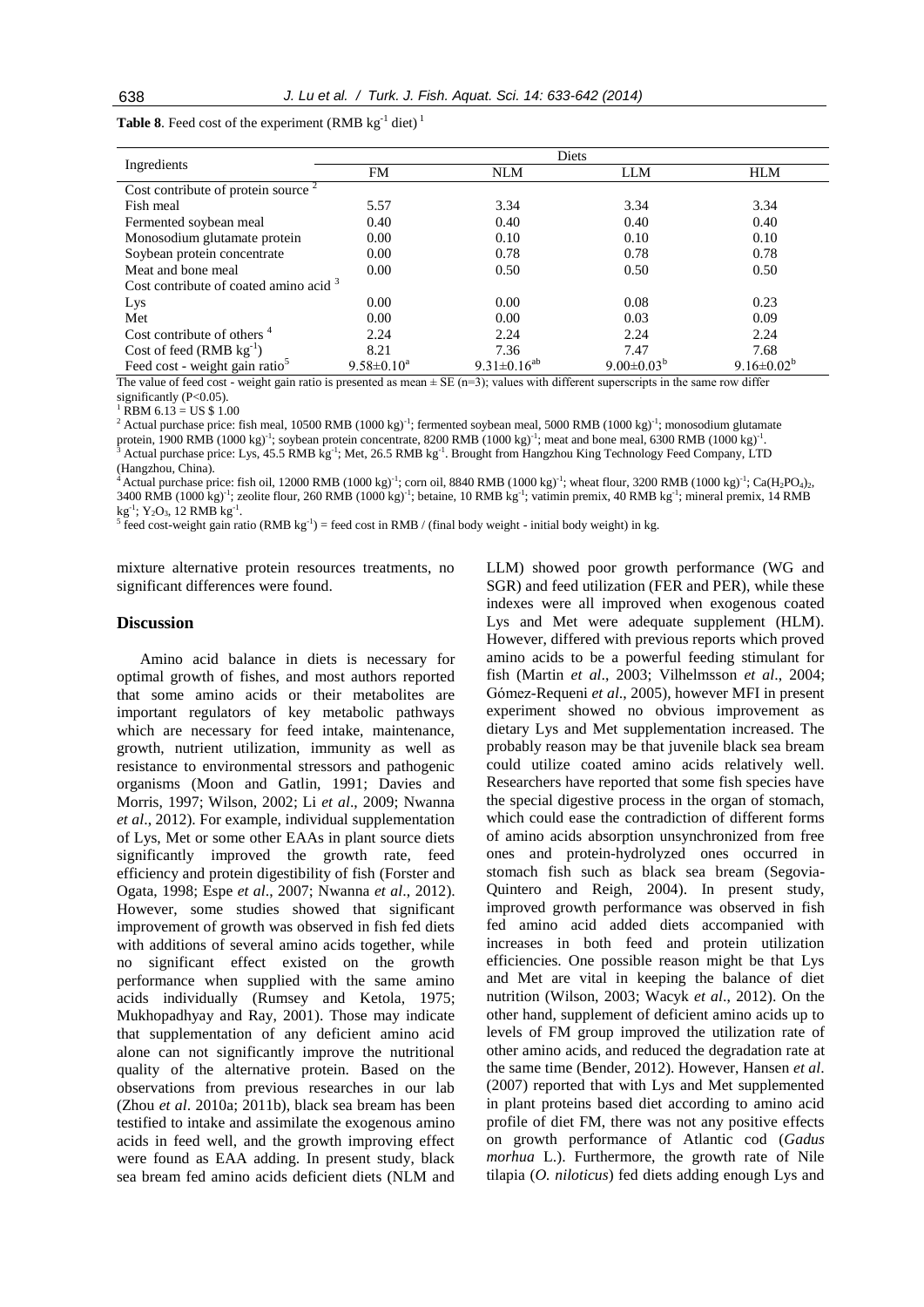**Table 8**. Feed cost of the experiment (RMB $kg^{-1}$ diet) [1]

| Ingredients | Diets | | | |
|---|---|---|---|---|
| | FM | NLM | LLM | HLM |
| Cost contribute of protein source [2] | | | | |
| Fish meal | 5.57 | 3.34 | 3.34 | 3.34 |
| Fermented soybean meal | 0.40 | 0.40 | 0.40 | 0.40 |
| Monosodium glutamate protein | 0.00 | 0.10 | 0.10 | 0.10 |
| Soybean protein concentrate | 0.00 | 0.78 | 0.78 | 0.78 |
| Meat and bone meal | 0.00 | 0.50 | 0.50 | 0.50 |
| Cost contribute of coated amino acid [3] | | | | |
| Lys | 0.00 | 0.00 | 0.08 | 0.23 |
| Met | 0.00 | 0.00 | 0.03 | 0.09 |
| Cost contribute of others [4] | 2.24 | 2.24 | 2.24 | 2.24 |
| Cost of feed (RMB $kg^{-1}$) | 8.21 | 7.36 | 7.47 | 7.68 |
| Feed cost - weight gain ratio[5] | $9.58{\pm}0.10^{a}$ | $9.31{\pm}0.16^{ab}$ | $9.00{\pm}0.03^{b}$ | $9.16{\pm}0.02^{b}$ |

The value of feed cost - weight gain ratio is presented as mean ± SE (n=3); values with different superscripts in the same row differ significantly (P<0.05).

[1] RBM 6.13 = US $ 1.00

[2] Actual purchase price: fish meal, 10500 RMB (1000 kg)$^{-1}$; fermented soybean meal, 5000 RMB (1000 kg)$^{-1}$; monosodium glutamate protein, 1900 RMB (1000 kg)$^{-1}$; soybean protein concentrate, 8200 RMB (1000 kg)$^{-1}$; meat and bone meal, 6300 RMB (1000 kg)$^{-1}$.

[3] Actual purchase price: Lys, 45.5 RMB $kg^{-1}$; Met, 26.5 RMB $kg^{-1}$. Brought from Hangzhou King Technology Feed Company, LTD (Hangzhou, China).

[4] Actual purchase price: fish oil, 12000 RMB (1000 kg)$^{-1}$; corn oil, 8840 RMB (1000 kg)$^{-1}$; wheat flour, 3200 RMB (1000 kg)$^{-1}$; $Ca(H_2PO_4)_2$, 3400 RMB (1000 kg)$^{-1}$; zeolite flour, 260 RMB (1000 kg)$^{-1}$; betaine, 10 RMB $kg^{-1}$; vatimin premix, 40 RMB $kg^{-1}$; mineral premix, 14 RMB $kg^{-1}$; $Y_2O_3$, 12 RMB $kg^{-1}$.

[5] feed cost-weight gain ratio (RMB $kg^{-1}$) = feed cost in RMB / (final body weight - initial body weight) in kg.

mixture alternative protein resources treatments, no significant differences were found.

## Discussion

Amino acid balance in diets is necessary for optimal growth of fishes, and most authors reported that some amino acids or their metabolites are important regulators of key metabolic pathways which are necessary for feed intake, maintenance, growth, nutrient utilization, immunity as well as resistance to environmental stressors and pathogenic organisms (Moon and Gatlin, 1991; Davies and Morris, 1997; Wilson, 2002; Li *et al*., 2009; Nwanna *et al*., 2012). For example, individual supplementation of Lys, Met or some other EAAs in plant source diets significantly improved the growth rate, feed efficiency and protein digestibility of fish (Forster and Ogata, 1998; Espe *et al*., 2007; Nwanna *et al*., 2012). However, some studies showed that significant improvement of growth was observed in fish fed diets with additions of several amino acids together, while no significant effect existed on the growth performance when supplied with the same amino acids individually (Rumsey and Ketola, 1975; Mukhopadhyay and Ray, 2001). Those may indicate that supplementation of any deficient amino acid alone can not significantly improve the nutritional quality of the alternative protein. Based on the observations from previous researches in our lab (Zhou *et al*. 2010a; 2011b), black sea bream has been testified to intake and assimilate the exogenous amino acids in feed well, and the growth improving effect were found as EAA adding. In present study, black sea bream fed amino acids deficient diets (NLM and LLM) showed poor growth performance (WG and SGR) and feed utilization (FER and PER), while these indexes were all improved when exogenous coated Lys and Met were adequate supplement (HLM). However, differed with previous reports which proved amino acids to be a powerful feeding stimulant for fish (Martin *et al*., 2003; Vilhelmsson *et al*., 2004; Gómez-Requeni *et al*., 2005), however MFI in present experiment showed no obvious improvement as dietary Lys and Met supplementation increased. The probably reason may be that juvenile black sea bream could utilize coated amino acids relatively well. Researchers have reported that some fish species have the special digestive process in the organ of stomach, which could ease the contradiction of different forms of amino acids absorption unsynchronized from free ones and protein-hydrolyzed ones occurred in stomach fish such as black sea bream (Segovia-Quintero and Reigh, 2004). In present study, improved growth performance was observed in fish fed amino acid added diets accompanied with increases in both feed and protein utilization efficiencies. One possible reason might be that Lys and Met are vital in keeping the balance of diet nutrition (Wilson, 2003; Wacyk *et al*., 2012). On the other hand, supplement of deficient amino acids up to levels of FM group improved the utilization rate of other amino acids, and reduced the degradation rate at the same time (Bender, 2012). However, Hansen *et al*. (2007) reported that with Lys and Met supplemented in plant proteins based diet according to amino acid profile of diet FM, there was not any positive effects on growth performance of Atlantic cod (*Gadus morhua* L.). Furthermore, the growth rate of Nile tilapia (*O. niloticus*) fed diets adding enough Lys and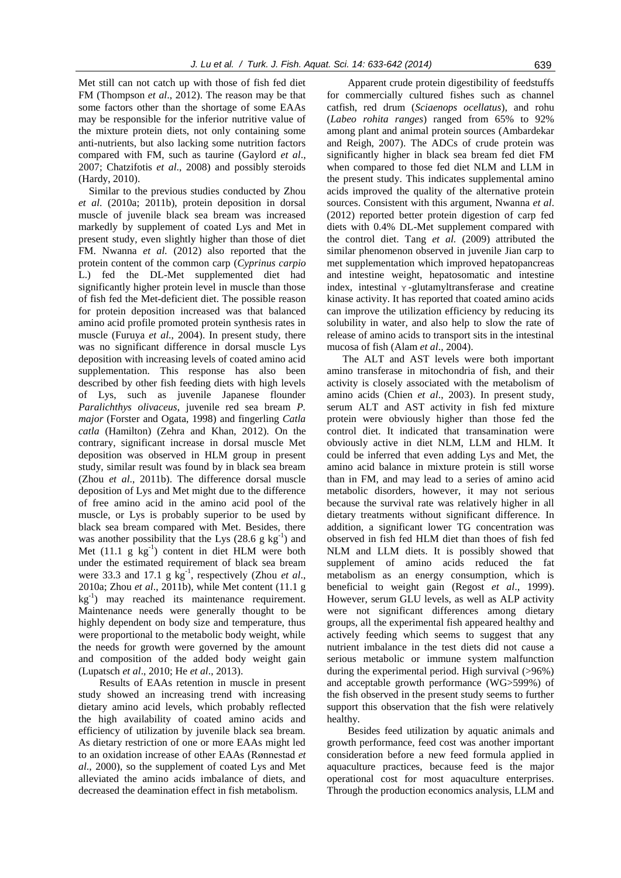Met still can not catch up with those of fish fed diet FM (Thompson *et al*., 2012). The reason may be that some factors other than the shortage of some EAAs may be responsible for the inferior nutritive value of the mixture protein diets, not only containing some anti-nutrients, but also lacking some nutrition factors compared with FM, such as taurine (Gaylord *et al*., 2007; Chatzifotis *et al*., 2008) and possibly steroids (Hardy, 2010).

Similar to the previous studies conducted by Zhou *et al.* (2010a; 2011b), protein deposition in dorsal muscle of juvenile black sea bream was increased markedly by supplement of coated Lys and Met in present study, even slightly higher than those of diet FM. Nwanna *et al.* (2012) also reported that the protein content of the common carp (*Cyprinus carpio* L.) fed the DL-Met supplemented diet had significantly higher protein level in muscle than those of fish fed the Met-deficient diet. The possible reason for protein deposition increased was that balanced amino acid profile promoted protein synthesis rates in muscle (Furuya *et al*., 2004). In present study, there was no significant difference in dorsal muscle Lys deposition with increasing levels of coated amino acid supplementation. This response has also been described by other fish feeding diets with high levels of Lys, such as juvenile Japanese flounder *Paralichthys olivaceus*, juvenile red sea bream *P. major* (Forster and Ogata, 1998) and fingerling *Catla catla* (Hamilton) (Zehra and Khan, 2012). On the contrary, significant increase in dorsal muscle Met deposition was observed in HLM group in present study, similar result was found by in black sea bream (Zhou *et al*., 2011b). The difference dorsal muscle deposition of Lys and Met might due to the difference of free amino acid in the amino acid pool of the muscle, or Lys is probably superior to be used by black sea bream compared with Met. Besides, there was another possibility that the Lys (28.6 g $kg^{-1}$) and Met (11.1 g $kg^{-1}$) content in diet HLM were both under the estimated requirement of black sea bream were 33.3 and 17.1 g $kg^{-1}$, respectively (Zhou *et al*., 2010a; Zhou *et al*., 2011b), while Met content (11.1 g $kg^{-1}$) may reached its maintenance requirement. Maintenance needs were generally thought to be highly dependent on body size and temperature, thus were proportional to the metabolic body weight, while the needs for growth were governed by the amount and composition of the added body weight gain (Lupatsch *et al*., 2010; He *et al*., 2013).

Results of EAAs retention in muscle in present study showed an increasing trend with increasing dietary amino acid levels, which probably reflected the high availability of coated amino acids and efficiency of utilization by juvenile black sea bream. As dietary restriction of one or more EAAs might led to an oxidation increase of other EAAs (Rønnestad *et al*., 2000), so the supplement of coated Lys and Met alleviated the amino acids imbalance of diets, and decreased the deamination effect in fish metabolism.

Apparent crude protein digestibility of feedstuffs for commercially cultured fishes such as channel catfish, red drum (*Sciaenops ocellatus*), and rohu (*Labeo rohita ranges*) ranged from 65% to 92% among plant and animal protein sources (Ambardekar and Reigh, 2007). The ADCs of crude protein was significantly higher in black sea bream fed diet FM when compared to those fed diet NLM and LLM in the present study. This indicates supplemental amino acids improved the quality of the alternative protein sources. Consistent with this argument, Nwanna *et al*. (2012) reported better protein digestion of carp fed diets with 0.4% DL-Met supplement compared with the control diet. Tang *et al.* (2009) attributed the similar phenomenon observed in juvenile Jian carp to met supplementation which improved hepatopancreas and intestine weight, hepatosomatic and intestine index, intestinal $\gamma$-glutamyltransferase and creatine kinase activity. It has reported that coated amino acids can improve the utilization efficiency by reducing its solubility in water, and also help to slow the rate of release of amino acids to transport sits in the intestinal mucosa of fish (Alam *et al*., 2004).

The ALT and AST levels were both important amino transferase in mitochondria of fish, and their activity is closely associated with the metabolism of amino acids (Chien *et al*., 2003). In present study, serum ALT and AST activity in fish fed mixture protein were obviously higher than those fed the control diet. It indicated that transamination were obviously active in diet NLM, LLM and HLM. It could be inferred that even adding Lys and Met, the amino acid balance in mixture protein is still worse than in FM, and may lead to a series of amino acid metabolic disorders, however, it may not serious because the survival rate was relatively higher in all dietary treatments without significant difference. In addition, a significant lower TG concentration was observed in fish fed HLM diet than thoes of fish fed NLM and LLM diets. It is possibly showed that supplement of amino acids reduced the fat metabolism as an energy consumption, which is beneficial to weight gain (Regost *et al*., 1999). However, serum GLU levels, as well as ALP activity were not significant differences among dietary groups, all the experimental fish appeared healthy and actively feeding which seems to suggest that any nutrient imbalance in the test diets did not cause a serious metabolic or immune system malfunction during the experimental period. High survival (>96%) and acceptable growth performance (WG>599%) of the fish observed in the present study seems to further support this observation that the fish were relatively healthy.

Besides feed utilization by aquatic animals and growth performance, feed cost was another important consideration before a new feed formula applied in aquaculture practices, because feed is the major operational cost for most aquaculture enterprises. Through the production economics analysis, LLM and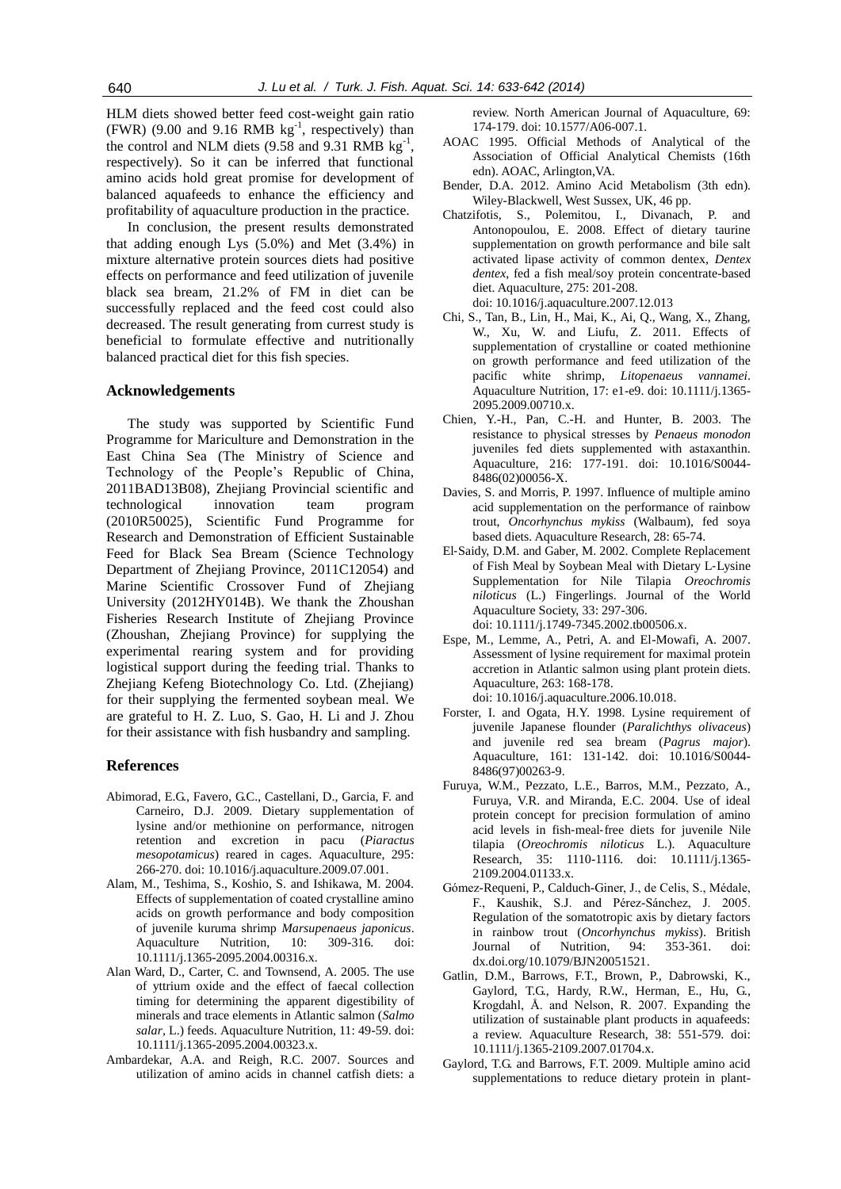HLM diets showed better feed cost-weight gain ratio (FWR) (9.00 and 9.16 RMB $kg^{-1}$, respectively) than the control and NLM diets (9.58 and 9.31 RMB $kg^{-1}$, respectively). So it can be inferred that functional amino acids hold great promise for development of balanced aquafeeds to enhance the efficiency and profitability of aquaculture production in the practice.

In conclusion, the present results demonstrated that adding enough Lys (5.0%) and Met (3.4%) in mixture alternative protein sources diets had positive effects on performance and feed utilization of juvenile black sea bream, 21.2% of FM in diet can be successfully replaced and the feed cost could also decreased. The result generating from currest study is beneficial to formulate effective and nutritionally balanced practical diet for this fish species.

## Acknowledgements

The study was supported by Scientific Fund Programme for Mariculture and Demonstration in the East China Sea (The Ministry of Science and Technology of the People's Republic of China, 2011BAD13B08), Zhejiang Provincial scientific and technological innovation team program (2010R50025), Scientific Fund Programme for Research and Demonstration of Efficient Sustainable Feed for Black Sea Bream (Science Technology Department of Zhejiang Province, 2011C12054) and Marine Scientific Crossover Fund of Zhejiang University (2012HY014B). We thank the Zhoushan Fisheries Research Institute of Zhejiang Province (Zhoushan, Zhejiang Province) for supplying the experimental rearing system and for providing logistical support during the feeding trial. Thanks to Zhejiang Kefeng Biotechnology Co. Ltd. (Zhejiang) for their supplying the fermented soybean meal. We are grateful to H. Z. Luo, S. Gao, H. Li and J. Zhou for their assistance with fish husbandry and sampling.

## References

Abimorad, E.G., Favero, G.C., Castellani, D., Garcia, F. and Carneiro, D.J. 2009. Dietary supplementation of lysine and/or methionine on performance, nitrogen retention and excretion in pacu (*Piaractus mesopotamicus*) reared in cages. Aquaculture, 295: 266-270. doi: 10.1016/j.aquaculture.2009.07.001.

Alam, M., Teshima, S., Koshio, S. and Ishikawa, M. 2004. Effects of supplementation of coated crystalline amino acids on growth performance and body composition of juvenile kuruma shrimp *Marsupenaeus japonicus*. Aquaculture Nutrition, 10: 309-316. doi: 10.1111/j.1365-2095.2004.00316.x.

Alan Ward, D., Carter, C. and Townsend, A. 2005. The use of yttrium oxide and the effect of faecal collection timing for determining the apparent digestibility of minerals and trace elements in Atlantic salmon (*Salmo salar*, L.) feeds. Aquaculture Nutrition, 11: 49-59. doi: 10.1111/j.1365-2095.2004.00323.x.

Ambardekar, A.A. and Reigh, R.C. 2007. Sources and utilization of amino acids in channel catfish diets: a review. North American Journal of Aquaculture, 69: 174-179. doi: 10.1577/A06-007.1.

AOAC 1995. Official Methods of Analytical of the Association of Official Analytical Chemists (16th edn). AOAC, Arlington,VA.

Bender, D.A. 2012. Amino Acid Metabolism (3th edn). Wiley-Blackwell, West Sussex, UK, 46 pp.

Chatzifotis, S., Polemitou, I., Divanach, P. and Antonopoulou, E. 2008. Effect of dietary taurine supplementation on growth performance and bile salt activated lipase activity of common dentex, *Dentex dentex*, fed a fish meal/soy protein concentrate-based diet. Aquaculture, 275: 201-208. doi: 10.1016/j.aquaculture.2007.12.013

Chi, S., Tan, B., Lin, H., Mai, K., Ai, Q., Wang, X., Zhang, W., Xu, W. and Liufu, Z. 2011. Effects of supplementation of crystalline or coated methionine on growth performance and feed utilization of the pacific white shrimp, *Litopenaeus vannamei*. Aquaculture Nutrition, 17: e1-e9. doi: 10.1111/j.1365-2095.2009.00710.x.

Chien, Y.-H., Pan, C.-H. and Hunter, B. 2003. The resistance to physical stresses by *Penaeus monodon* juveniles fed diets supplemented with astaxanthin. Aquaculture, 216: 177-191. doi: 10.1016/S0044-8486(02)00056-X.

Davies, S. and Morris, P. 1997. Influence of multiple amino acid supplementation on the performance of rainbow trout, *Oncorhynchus mykiss* (Walbaum), fed soya based diets. Aquaculture Research, 28: 65-74.

El-Saidy, D.M. and Gaber, M. 2002. Complete Replacement of Fish Meal by Soybean Meal with Dietary L-Lysine Supplementation for Nile Tilapia *Oreochromis niloticus* (L.) Fingerlings. Journal of the World Aquaculture Society, 33: 297-306. doi: 10.1111/j.1749-7345.2002.tb00506.x.

Espe, M., Lemme, A., Petri, A. and El-Mowafi, A. 2007. Assessment of lysine requirement for maximal protein accretion in Atlantic salmon using plant protein diets. Aquaculture, 263: 168-178. doi: 10.1016/j.aquaculture.2006.10.018.

Forster, I. and Ogata, H.Y. 1998. Lysine requirement of juvenile Japanese flounder (*Paralichthys olivaceus*) and juvenile red sea bream (*Pagrus major*). Aquaculture, 161: 131-142. doi: 10.1016/S0044-8486(97)00263-9.

Furuya, W.M., Pezzato, L.E., Barros, M.M., Pezzato, A., Furuya, V.R. and Miranda, E.C. 2004. Use of ideal protein concept for precision formulation of amino acid levels in fish-meal-free diets for juvenile Nile tilapia (*Oreochromis niloticus* L.). Aquaculture Research, 35: 1110-1116. doi: 10.1111/j.1365-2109.2004.01133.x.

Gómez-Requeni, P., Calduch-Giner, J., de Celis, S., Médale, F., Kaushik, S.J. and Pérez-Sánchez, J. 2005. Regulation of the somatotropic axis by dietary factors in rainbow trout (*Oncorhynchus mykiss*). British Journal of Nutrition, 94: 353-361. doi: dx.doi.org/10.1079/BJN20051521.

Gatlin, D.M., Barrows, F.T., Brown, P., Dabrowski, K., Gaylord, T.G., Hardy, R.W., Herman, E., Hu, G., Krogdahl, Å. and Nelson, R. 2007. Expanding the utilization of sustainable plant products in aquafeeds: a review. Aquaculture Research, 38: 551-579. doi: 10.1111/j.1365-2109.2007.01704.x.

Gaylord, T.G. and Barrows, F.T. 2009. Multiple amino acid supplementations to reduce dietary protein in plant-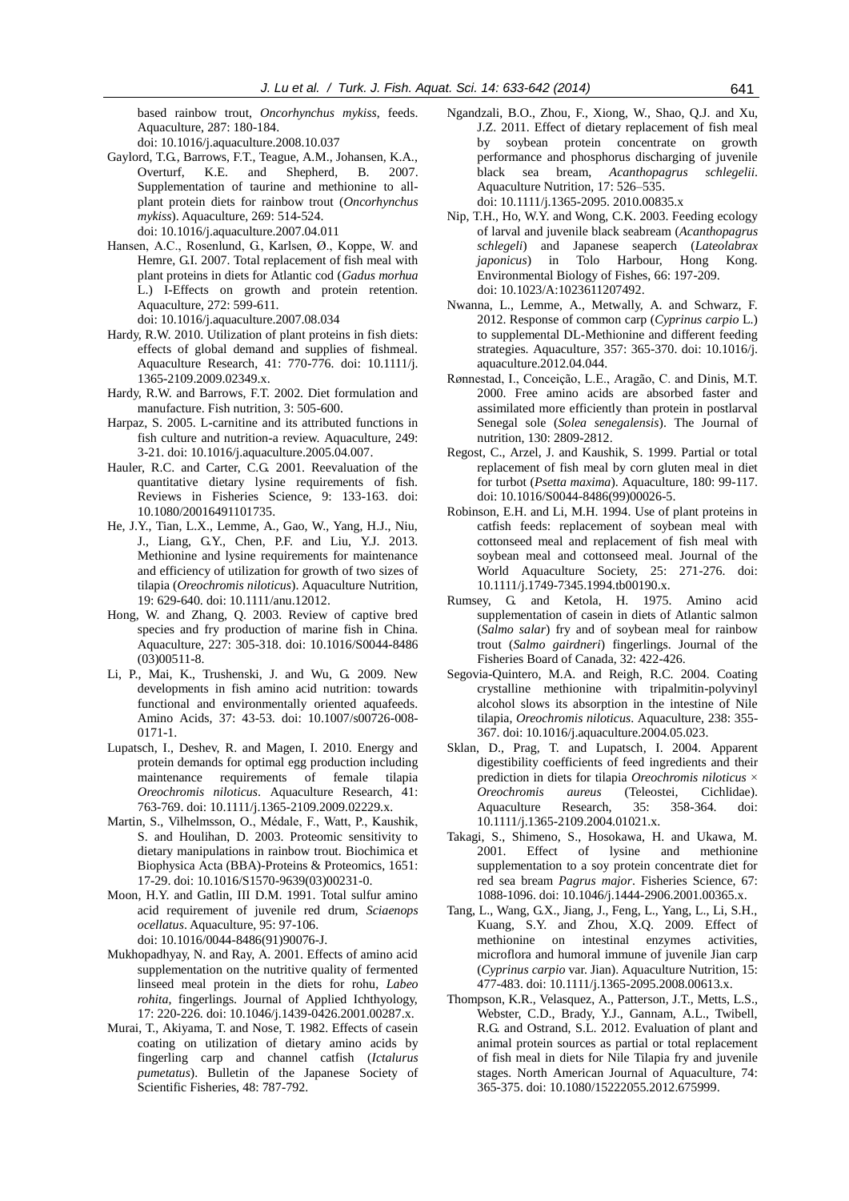based rainbow trout, *Oncorhynchus mykiss*, feeds. Aquaculture, 287: 180-184. doi: 10.1016/j.aquaculture.2008.10.037

Gaylord, T.G., Barrows, F.T., Teague, A.M., Johansen, K.A., Overturf, K.E. and Shepherd, B. 2007. Supplementation of taurine and methionine to all-plant protein diets for rainbow trout (*Oncorhynchus mykiss*). Aquaculture, 269: 514-524. doi: 10.1016/j.aquaculture.2007.04.011

Hansen, A.C., Rosenlund, G., Karlsen, Ø., Koppe, W. and Hemre, G.I. 2007. Total replacement of fish meal with plant proteins in diets for Atlantic cod (*Gadus morhua* L.) I-Effects on growth and protein retention. Aquaculture, 272: 599-611. doi: 10.1016/j.aquaculture.2007.08.034

Hardy, R.W. 2010. Utilization of plant proteins in fish diets: effects of global demand and supplies of fishmeal. Aquaculture Research, 41: 770-776. doi: 10.1111/j.1365-2109.2009.02349.x.

Hardy, R.W. and Barrows, F.T. 2002. Diet formulation and manufacture. Fish nutrition, 3: 505-600.

Harpaz, S. 2005. L-carnitine and its attributed functions in fish culture and nutrition-a review. Aquaculture, 249: 3-21. doi: 10.1016/j.aquaculture.2005.04.007.

Hauler, R.C. and Carter, C.G. 2001. Reevaluation of the quantitative dietary lysine requirements of fish. Reviews in Fisheries Science, 9: 133-163. doi: 10.1080/20016491101735.

He, J.Y., Tian, L.X., Lemme, A., Gao, W., Yang, H.J., Niu, J., Liang, G.Y., Chen, P.F. and Liu, Y.J. 2013. Methionine and lysine requirements for maintenance and efficiency of utilization for growth of two sizes of tilapia (*Oreochromis niloticus*). Aquaculture Nutrition, 19: 629-640. doi: 10.1111/anu.12012.

Hong, W. and Zhang, Q. 2003. Review of captive bred species and fry production of marine fish in China. Aquaculture, 227: 305-318. doi: 10.1016/S0044-8486 (03)00511-8.

Li, P., Mai, K., Trushenski, J. and Wu, G. 2009. New developments in fish amino acid nutrition: towards functional and environmentally oriented aquafeeds. Amino Acids, 37: 43-53. doi: 10.1007/s00726-008-0171-1.

Lupatsch, I., Deshev, R. and Magen, I. 2010. Energy and protein demands for optimal egg production including maintenance requirements of female tilapia *Oreochromis niloticus*. Aquaculture Research, 41: 763-769. doi: 10.1111/j.1365-2109.2009.02229.x.

Martin, S., Vilhelmsson, O., Médale, F., Watt, P., Kaushik, S. and Houlihan, D. 2003. Proteomic sensitivity to dietary manipulations in rainbow trout. Biochimica et Biophysica Acta (BBA)-Proteins & Proteomics, 1651: 17-29. doi: 10.1016/S1570-9639(03)00231-0.

Moon, H.Y. and Gatlin, III D.M. 1991. Total sulfur amino acid requirement of juvenile red drum, *Sciaenops ocellatus*. Aquaculture, 95: 97-106. doi: 10.1016/0044-8486(91)90076-J.

Mukhopadhyay, N. and Ray, A. 2001. Effects of amino acid supplementation on the nutritive quality of fermented linseed meal protein in the diets for rohu, *Labeo rohita*, fingerlings. Journal of Applied Ichthyology, 17: 220-226. doi: 10.1046/j.1439-0426.2001.00287.x.

Murai, T., Akiyama, T. and Nose, T. 1982. Effects of casein coating on utilization of dietary amino acids by fingerling carp and channel catfish (*Ictalurus pumetatus*). Bulletin of the Japanese Society of Scientific Fisheries, 48: 787-792.

Ngandzali, B.O., Zhou, F., Xiong, W., Shao, Q.J. and Xu, J.Z. 2011. Effect of dietary replacement of fish meal by soybean protein concentrate on growth performance and phosphorus discharging of juvenile black sea bream, *Acanthopagrus schlegelii*. Aquaculture Nutrition, 17: 526–535. doi: 10.1111/j.1365-2095. 2010.00835.x

Nip, T.H., Ho, W.Y. and Wong, C.K. 2003. Feeding ecology of larval and juvenile black seabream (*Acanthopagrus schlegeli*) and Japanese seaperch (*Lateolabrax japonicus*) in Tolo Harbour, Hong Kong. Environmental Biology of Fishes, 66: 197-209. doi: 10.1023/A:1023611207492.

Nwanna, L., Lemme, A., Metwally, A. and Schwarz, F. 2012. Response of common carp (*Cyprinus carpio* L.) to supplemental DL-Methionine and different feeding strategies. Aquaculture, 357: 365-370. doi: 10.1016/j.aquaculture.2012.04.044.

Rønnestad, I., Conceição, L.E., Aragão, C. and Dinis, M.T. 2000. Free amino acids are absorbed faster and assimilated more efficiently than protein in postlarval Senegal sole (*Solea senegalensis*). The Journal of nutrition, 130: 2809-2812.

Regost, C., Arzel, J. and Kaushik, S. 1999. Partial or total replacement of fish meal by corn gluten meal in diet for turbot (*Psetta maxima*). Aquaculture, 180: 99-117. doi: 10.1016/S0044-8486(99)00026-5.

Robinson, E.H. and Li, M.H. 1994. Use of plant proteins in catfish feeds: replacement of soybean meal with cottonseed meal and replacement of fish meal with soybean meal and cottonseed meal. Journal of the World Aquaculture Society, 25: 271-276. doi: 10.1111/j.1749-7345.1994.tb00190.x.

Rumsey, G. and Ketola, H. 1975. Amino acid supplementation of casein in diets of Atlantic salmon (*Salmo salar*) fry and of soybean meal for rainbow trout (*Salmo gairdneri*) fingerlings. Journal of the Fisheries Board of Canada, 32: 422-426.

Segovia-Quintero, M.A. and Reigh, R.C. 2004. Coating crystalline methionine with tripalmitin-polyvinyl alcohol slows its absorption in the intestine of Nile tilapia, *Oreochromis niloticus*. Aquaculture, 238: 355-367. doi: 10.1016/j.aquaculture.2004.05.023.

Sklan, D., Prag, T. and Lupatsch, I. 2004. Apparent digestibility coefficients of feed ingredients and their prediction in diets for tilapia *Oreochromis niloticus* × *Oreochromis aureus* (Teleostei, Cichlidae). Aquaculture Research, 35: 358-364. doi: 10.1111/j.1365-2109.2004.01021.x.

Takagi, S., Shimeno, S., Hosokawa, H. and Ukawa, M. 2001. Effect of lysine and methionine supplementation to a soy protein concentrate diet for red sea bream *Pagrus major*. Fisheries Science, 67: 1088-1096. doi: 10.1046/j.1444-2906.2001.00365.x.

Tang, L., Wang, G.X., Jiang, J., Feng, L., Yang, L., Li, S.H., Kuang, S.Y. and Zhou, X.Q. 2009. Effect of methionine on intestinal enzymes activities, microflora and humoral immune of juvenile Jian carp (*Cyprinus carpio* var. Jian). Aquaculture Nutrition, 15: 477-483. doi: 10.1111/j.1365-2095.2008.00613.x.

Thompson, K.R., Velasquez, A., Patterson, J.T., Metts, L.S., Webster, C.D., Brady, Y.J., Gannam, A.L., Twibell, R.G. and Ostrand, S.L. 2012. Evaluation of plant and animal protein sources as partial or total replacement of fish meal in diets for Nile Tilapia fry and juvenile stages. North American Journal of Aquaculture, 74: 365-375. doi: 10.1080/15222055.2012.675999.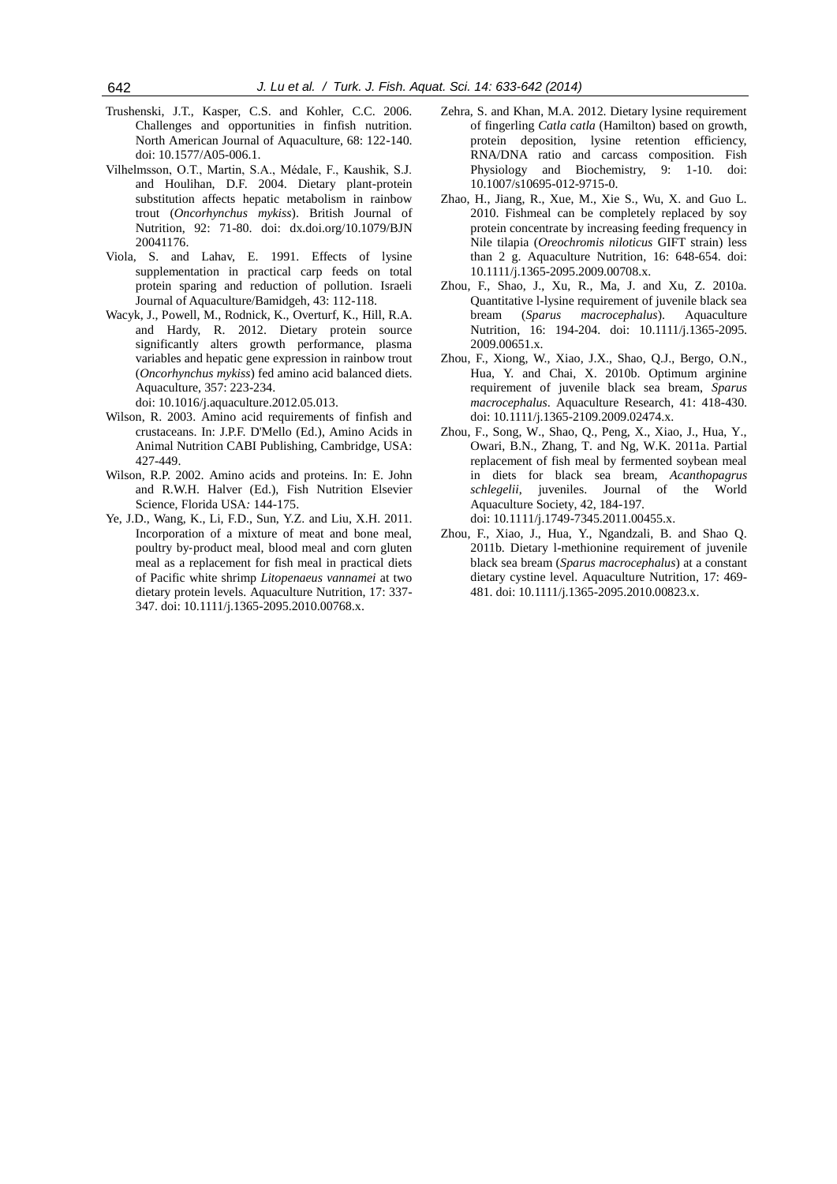Trushenski, J.T., Kasper, C.S. and Kohler, C.C. 2006. Challenges and opportunities in finfish nutrition. North American Journal of Aquaculture, 68: 122-140. doi: 10.1577/A05-006.1.

Vilhelmsson, O.T., Martin, S.A., Médale, F., Kaushik, S.J. and Houlihan, D.F. 2004. Dietary plant-protein substitution affects hepatic metabolism in rainbow trout (*Oncorhynchus mykiss*). British Journal of Nutrition, 92: 71-80. doi: dx.doi.org/10.1079/BJN 20041176.

Viola, S. and Lahav, E. 1991. Effects of lysine supplementation in practical carp feeds on total protein sparing and reduction of pollution. Israeli Journal of Aquaculture/Bamidgeh, 43: 112-118.

Wacyk, J., Powell, M., Rodnick, K., Overturf, K., Hill, R.A. and Hardy, R. 2012. Dietary protein source significantly alters growth performance, plasma variables and hepatic gene expression in rainbow trout (*Oncorhynchus mykiss*) fed amino acid balanced diets. Aquaculture, 357: 223-234. doi: 10.1016/j.aquaculture.2012.05.013.

Wilson, R. 2003. Amino acid requirements of finfish and crustaceans. In: J.P.F. D'Mello (Ed.), Amino Acids in Animal Nutrition CABI Publishing, Cambridge, USA: 427-449.

Wilson, R.P. 2002. Amino acids and proteins. In: E. John and R.W.H. Halver (Ed.), Fish Nutrition Elsevier Science, Florida USA: 144-175.

Ye, J.D., Wang, K., Li, F.D., Sun, Y.Z. and Liu, X.H. 2011. Incorporation of a mixture of meat and bone meal, poultry by-product meal, blood meal and corn gluten meal as a replacement for fish meal in practical diets of Pacific white shrimp *Litopenaeus vannamei* at two dietary protein levels. Aquaculture Nutrition, 17: 337-347. doi: 10.1111/j.1365-2095.2010.00768.x.

Zehra, S. and Khan, M.A. 2012. Dietary lysine requirement of fingerling *Catla catla* (Hamilton) based on growth, protein deposition, lysine retention efficiency, RNA/DNA ratio and carcass composition. Fish Physiology and Biochemistry, 9: 1-10. doi: 10.1007/s10695-012-9715-0.

Zhao, H., Jiang, R., Xue, M., Xie S., Wu, X. and Guo L. 2010. Fishmeal can be completely replaced by soy protein concentrate by increasing feeding frequency in Nile tilapia (*Oreochromis niloticus* GIFT strain) less than 2 g. Aquaculture Nutrition, 16: 648-654. doi: 10.1111/j.1365-2095.2009.00708.x.

Zhou, F., Shao, J., Xu, R., Ma, J. and Xu, Z. 2010a. Quantitative l-lysine requirement of juvenile black sea bream (*Sparus macrocephalus*). Aquaculture Nutrition, 16: 194-204. doi: 10.1111/j.1365-2095. 2009.00651.x.

Zhou, F., Xiong, W., Xiao, J.X., Shao, Q.J., Bergo, O.N., Hua, Y. and Chai, X. 2010b. Optimum arginine requirement of juvenile black sea bream, *Sparus macrocephalus*. Aquaculture Research, 41: 418-430. doi: 10.1111/j.1365-2109.2009.02474.x.

Zhou, F., Song, W., Shao, Q., Peng, X., Xiao, J., Hua, Y., Owari, B.N., Zhang, T. and Ng, W.K. 2011a. Partial replacement of fish meal by fermented soybean meal in diets for black sea bream, *Acanthopagrus schlegelii*, juveniles. Journal of the World Aquaculture Society, 42, 184-197. doi: 10.1111/j.1749-7345.2011.00455.x.

Zhou, F., Xiao, J., Hua, Y., Ngandzali, B. and Shao Q. 2011b. Dietary l-methionine requirement of juvenile black sea bream (*Sparus macrocephalus*) at a constant dietary cystine level. Aquaculture Nutrition, 17: 469-481. doi: 10.1111/j.1365-2095.2010.00823.x.